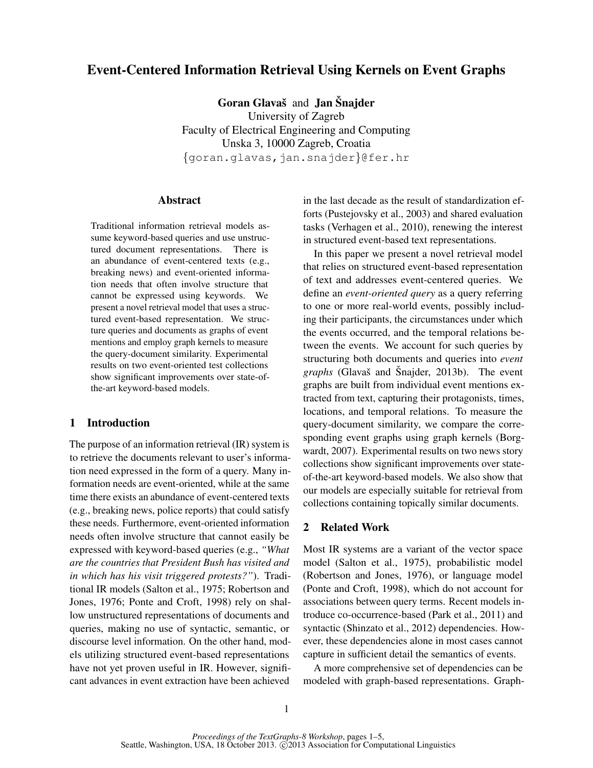# Event-Centered Information Retrieval Using Kernels on Event Graphs

**Goran Glavaš** and **Jan Šnajder**
University of Zagreb
Faculty of Electrical Engineering and Computing
Unska 3, 10000 Zagreb, Croatia
{goran.glavas,jan.snajder}@fer.hr

## Abstract

Traditional information retrieval models assume keyword-based queries and use unstructured document representations. There is an abundance of event-centered texts (e.g., breaking news) and event-oriented information needs that often involve structure that cannot be expressed using keywords. We present a novel retrieval model that uses a structured event-based representation. We structure queries and documents as graphs of event mentions and employ graph kernels to measure the query-document similarity. Experimental results on two event-oriented test collections show significant improvements over state-of-the-art keyword-based models.

## 1 Introduction

The purpose of an information retrieval (IR) system is to retrieve the documents relevant to user's information need expressed in the form of a query. Many information needs are event-oriented, while at the same time there exists an abundance of event-centered texts (e.g., breaking news, police reports) that could satisfy these needs. Furthermore, event-oriented information needs often involve structure that cannot easily be expressed with keyword-based queries (e.g., *"What are the countries that President Bush has visited and in which has his visit triggered protests?"*). Traditional IR models (Salton et al., 1975; Robertson and Jones, 1976; Ponte and Croft, 1998) rely on shallow unstructured representations of documents and queries, making no use of syntactic, semantic, or discourse level information. On the other hand, models utilizing structured event-based representations have not yet proven useful in IR. However, significant advances in event extraction have been achieved in the last decade as the result of standardization efforts (Pustejovsky et al., 2003) and shared evaluation tasks (Verhagen et al., 2010), renewing the interest in structured event-based text representations.

In this paper we present a novel retrieval model that relies on structured event-based representation of text and addresses event-centered queries. We define an *event-oriented query* as a query referring to one or more real-world events, possibly including their participants, the circumstances under which the events occurred, and the temporal relations between the events. We account for such queries by structuring both documents and queries into *event graphs* (Glavaš and Šnajder, 2013b). The event graphs are built from individual event mentions extracted from text, capturing their protagonists, times, locations, and temporal relations. To measure the query-document similarity, we compare the corresponding event graphs using graph kernels (Borgwardt, 2007). Experimental results on two news story collections show significant improvements over state-of-the-art keyword-based models. We also show that our models are especially suitable for retrieval from collections containing topically similar documents.

## 2 Related Work

Most IR systems are a variant of the vector space model (Salton et al., 1975), probabilistic model (Robertson and Jones, 1976), or language model (Ponte and Croft, 1998), which do not account for associations between query terms. Recent models introduce co-occurrence-based (Park et al., 2011) and syntactic (Shinzato et al., 2012) dependencies. However, these dependencies alone in most cases cannot capture in sufficient detail the semantics of events.

A more comprehensive set of dependencies can be modeled with graph-based representations. Graph-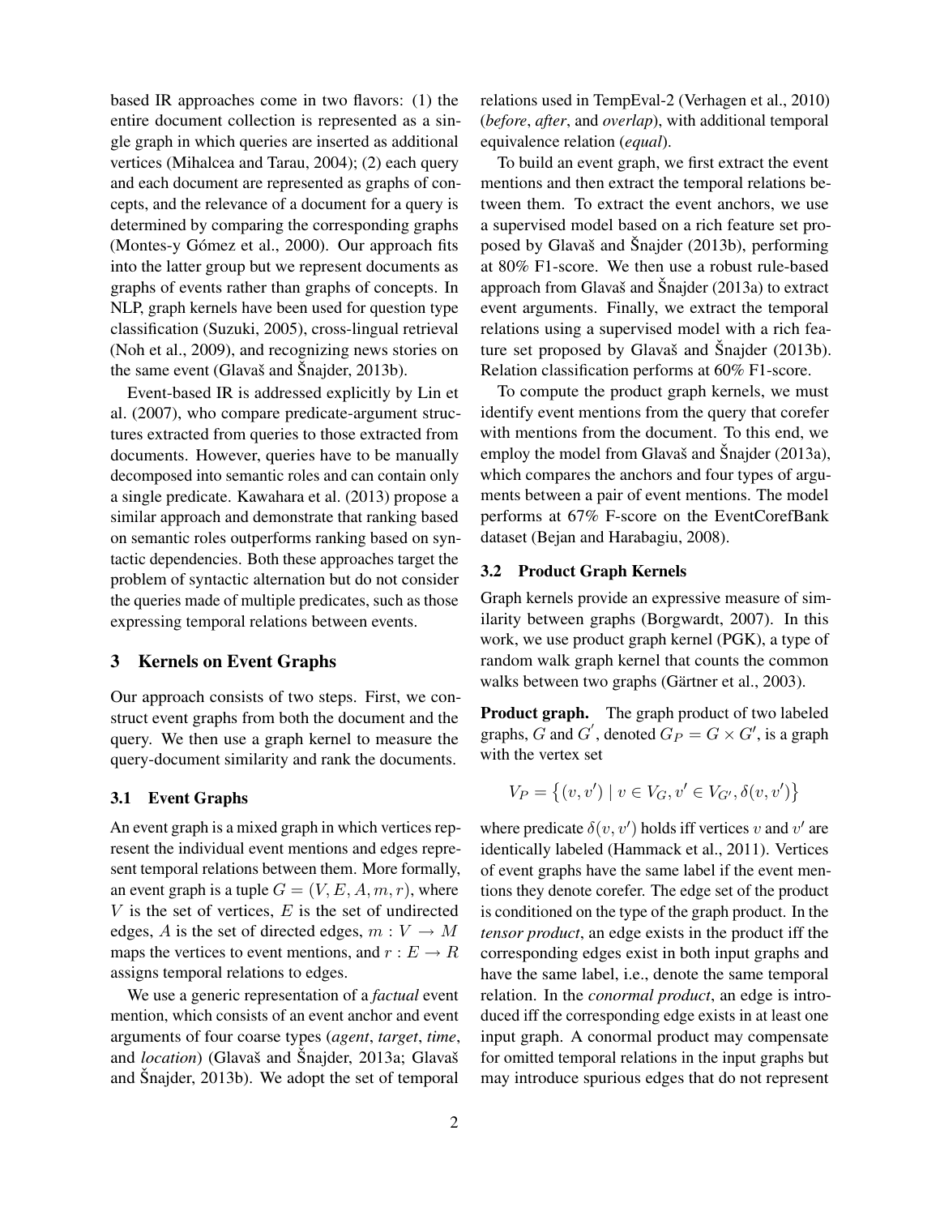based IR approaches come in two flavors: (1) the entire document collection is represented as a single graph in which queries are inserted as additional vertices (Mihalcea and Tarau, 2004); (2) each query and each document are represented as graphs of concepts, and the relevance of a document for a query is determined by comparing the corresponding graphs (Montes-y Gómez et al., 2000). Our approach fits into the latter group but we represent documents as graphs of events rather than graphs of concepts. In NLP, graph kernels have been used for question type classification (Suzuki, 2005), cross-lingual retrieval (Noh et al., 2009), and recognizing news stories on the same event (Glavaš and Šnajder, 2013b).

Event-based IR is addressed explicitly by Lin et al. (2007), who compare predicate-argument structures extracted from queries to those extracted from documents. However, queries have to be manually decomposed into semantic roles and can contain only a single predicate. Kawahara et al. (2013) propose a similar approach and demonstrate that ranking based on semantic roles outperforms ranking based on syntactic dependencies. Both these approaches target the problem of syntactic alternation but do not consider the queries made of multiple predicates, such as those expressing temporal relations between events.

## 3 Kernels on Event Graphs

Our approach consists of two steps. First, we construct event graphs from both the document and the query. We then use a graph kernel to measure the query-document similarity and rank the documents.

### 3.1 Event Graphs

An event graph is a mixed graph in which vertices represent the individual event mentions and edges represent temporal relations between them. More formally, an event graph is a tuple $G = (V, E, A, m, r)$, where $V$ is the set of vertices, $E$ is the set of undirected edges, $A$ is the set of directed edges, $m : V \to M$ maps the vertices to event mentions, and $r : E \to R$ assigns temporal relations to edges.

We use a generic representation of a *factual* event mention, which consists of an event anchor and event arguments of four coarse types (*agent*, *target*, *time*, and *location*) (Glavaš and Šnajder, 2013a; Glavaš and Šnajder, 2013b). We adopt the set of temporal relations used in TempEval-2 (Verhagen et al., 2010) (*before*, *after*, and *overlap*), with additional temporal equivalence relation (*equal*).

To build an event graph, we first extract the event mentions and then extract the temporal relations between them. To extract the event anchors, we use a supervised model based on a rich feature set proposed by Glavaš and Šnajder (2013b), performing at 80% F1-score. We then use a robust rule-based approach from Glavaš and Šnajder (2013a) to extract event arguments. Finally, we extract the temporal relations using a supervised model with a rich feature set proposed by Glavaš and Šnajder (2013b). Relation classification performs at 60% F1-score.

To compute the product graph kernels, we must identify event mentions from the query that corefer with mentions from the document. To this end, we employ the model from Glavaš and Šnajder (2013a), which compares the anchors and four types of arguments between a pair of event mentions. The model performs at 67% F-score on the EventCorefBank dataset (Bejan and Harabagiu, 2008).

### 3.2 Product Graph Kernels

Graph kernels provide an expressive measure of similarity between graphs (Borgwardt, 2007). In this work, we use product graph kernel (PGK), a type of random walk graph kernel that counts the common walks between two graphs (Gärtner et al., 2003).

**Product graph.** The graph product of two labeled graphs, $G$ and $G'$, denoted $G_P = G \times G'$, is a graph with the vertex set

$$V_P = \{(v, v') \mid v \in V_G, v' \in V_{G'}, \delta(v, v')\}$$

where predicate $\delta(v, v')$ holds iff vertices $v$ and $v'$ are identically labeled (Hammack et al., 2011). Vertices of event graphs have the same label if the event mentions they denote corefer. The edge set of the product is conditioned on the type of the graph product. In the *tensor product*, an edge exists in the product iff the corresponding edges exist in both input graphs and have the same label, i.e., denote the same temporal relation. In the *conormal product*, an edge is introduced iff the corresponding edge exists in at least one input graph. A conormal product may compensate for omitted temporal relations in the input graphs but may introduce spurious edges that do not represent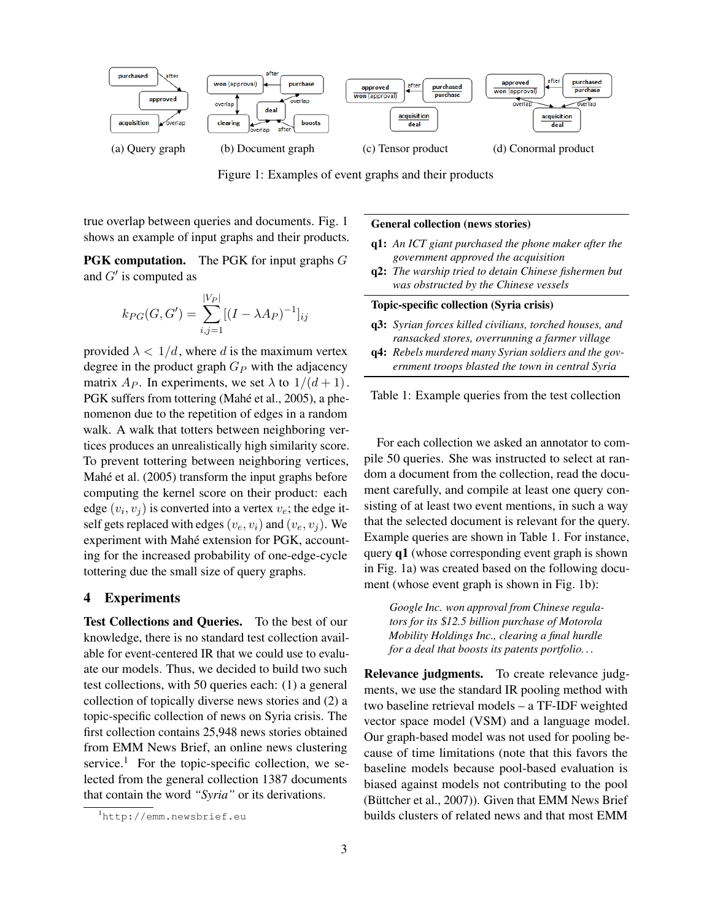Figure 1: Examples of event graphs and their products

(a) Query graph (b) Document graph (c) Tensor product (d) Conormal product

true overlap between queries and documents. Fig. 1 shows an example of input graphs and their products.

**PGK computation.** The PGK for input graphs $G$ and $G'$ is computed as

$$k_{PG}(G, G') = \sum_{i,j=1}^{|V_P|} [(I - \lambda A_P)^{-1}]_{ij}$$

provided $\lambda < 1/d$, where $d$ is the maximum vertex degree in the product graph $G_P$ with the adjacency matrix $A_P$. In experiments, we set $\lambda$ to $1/(d+1)$. PGK suffers from tottering (Mahé et al., 2005), a phenomenon due to the repetition of edges in a random walk. A walk that totters between neighboring vertices produces an unrealistically high similarity score. To prevent tottering between neighboring vertices, Mahé et al. (2005) transform the input graphs before computing the kernel score on their product: each edge $(v_i, v_j)$ is converted into a vertex $v_e$; the edge itself gets replaced with edges $(v_e, v_i)$ and $(v_e, v_j)$. We experiment with Mahé extension for PGK, accounting for the increased probability of one-edge-cycle tottering due the small size of query graphs.

## 4 Experiments

**Test Collections and Queries.** To the best of our knowledge, there is no standard test collection available for event-centered IR that we could use to evaluate our models. Thus, we decided to build two such test collections, with 50 queries each: (1) a general collection of topically diverse news stories and (2) a topic-specific collection of news on Syria crisis. The first collection contains 25,948 news stories obtained from EMM News Brief, an online news clustering service.[1] For the topic-specific collection, we selected from the general collection 1387 documents that contain the word *"Syria"* or its derivations.

[1] http://emm.newsbrief.eu

**General collection (news stories)**

**q1:** *An ICT giant purchased the phone maker after the government approved the acquisition*

**q2:** *The warship tried to detain Chinese fishermen but was obstructed by the Chinese vessels*

**Topic-specific collection (Syria crisis)**

**q3:** *Syrian forces killed civilians, torched houses, and ransacked stores, overrunning a farmer village*

**q4:** *Rebels murdered many Syrian soldiers and the government troops blasted the town in central Syria*

Table 1: Example queries from the test collection

For each collection we asked an annotator to compile 50 queries. She was instructed to select at random a document from the collection, read the document carefully, and compile at least one query consisting of at least two event mentions, in such a way that the selected document is relevant for the query. Example queries are shown in Table 1. For instance, query **q1** (whose corresponding event graph is shown in Fig. 1a) was created based on the following document (whose event graph is shown in Fig. 1b):

> *Google Inc. won approval from Chinese regulators for its $12.5 billion purchase of Motorola Mobility Holdings Inc., clearing a final hurdle for a deal that boosts its patents portfolio...*

**Relevance judgments.** To create relevance judgments, we use the standard IR pooling method with two baseline retrieval models – a TF-IDF weighted vector space model (VSM) and a language model. Our graph-based model was not used for pooling because of time limitations (note that this favors the baseline models because pool-based evaluation is biased against models not contributing to the pool (Büttcher et al., 2007)). Given that EMM News Brief builds clusters of related news and that most EMM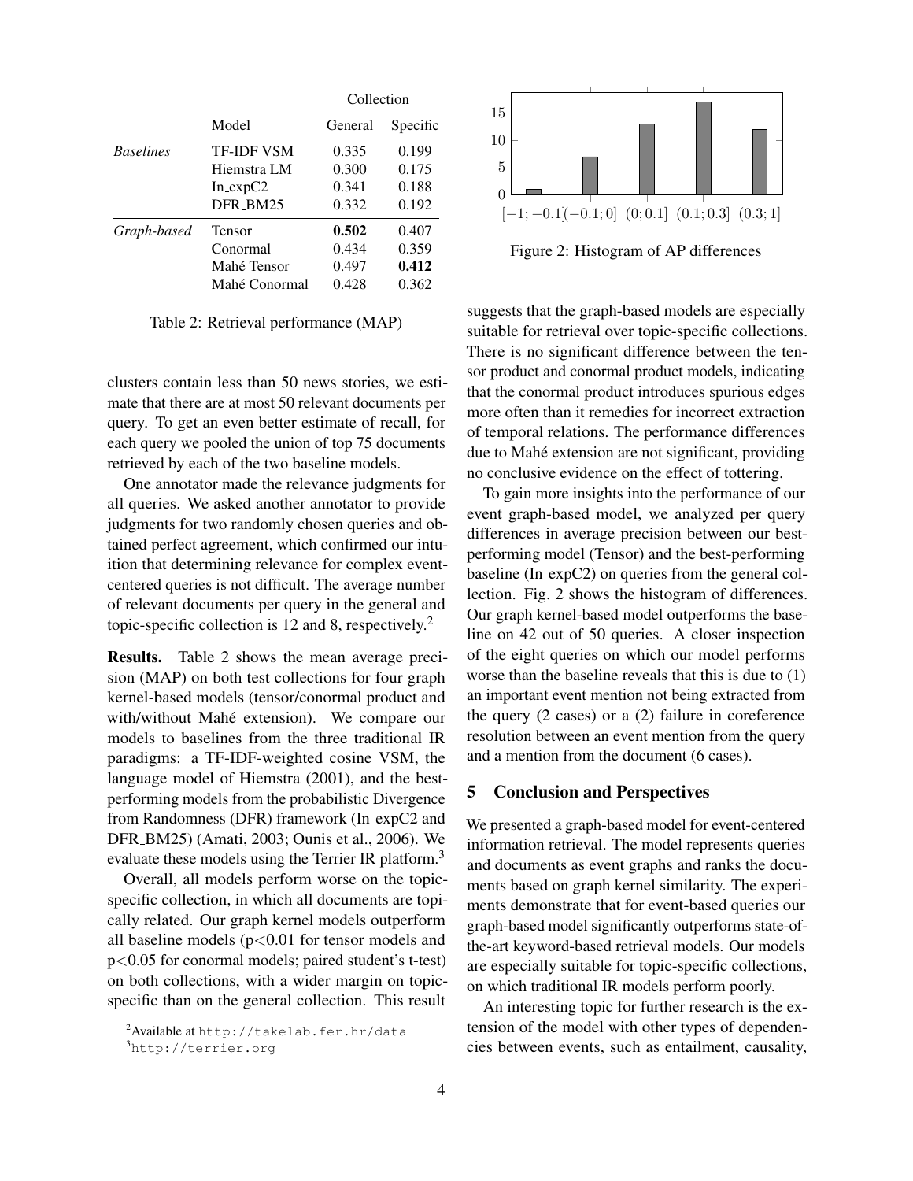| | Model | Collection | |
|---|---|---|---|
| | | General | Specific |
| *Baselines* | TF-IDF VSM | 0.335 | 0.199 |
| | Hiemstra LM | 0.300 | 0.175 |
| | In_expC2 | 0.341 | 0.188 |
| | DFR_BM25 | 0.332 | 0.192 |
| *Graph-based* | Tensor | **0.502** | 0.407 |
| | Conormal | 0.434 | 0.359 |
| | Mahé Tensor | 0.497 | **0.412** |
| | Mahé Conormal | 0.428 | 0.362 |

Table 2: Retrieval performance (MAP)

clusters contain less than 50 news stories, we estimate that there are at most 50 relevant documents per query. To get an even better estimate of recall, for each query we pooled the union of top 75 documents retrieved by each of the two baseline models.

One annotator made the relevance judgments for all queries. We asked another annotator to provide judgments for two randomly chosen queries and obtained perfect agreement, which confirmed our intuition that determining relevance for complex event-centered queries is not difficult. The average number of relevant documents per query in the general and topic-specific collection is 12 and 8, respectively.[2]

**Results.** Table 2 shows the mean average precision (MAP) on both test collections for four graph kernel-based models (tensor/conormal product and with/without Mahé extension). We compare our models to baselines from the three traditional IR paradigms: a TF-IDF-weighted cosine VSM, the language model of Hiemstra (2001), and the best-performing models from the probabilistic Divergence from Randomness (DFR) framework (In_expC2 and DFR_BM25) (Amati, 2003; Ounis et al., 2006). We evaluate these models using the Terrier IR platform.[3]

Overall, all models perform worse on the topic-specific collection, in which all documents are topically related. Our graph kernel models outperform all baseline models ($p<0.01$ for tensor models and $p<0.05$ for conormal models; paired student's t-test) on both collections, with a wider margin on topic-specific than on the general collection. This result suggests that the graph-based models are especially suitable for retrieval over topic-specific collections. There is no significant difference between the tensor product and conormal product models, indicating that the conormal product introduces spurious edges more often than it remedies for incorrect extraction of temporal relations. The performance differences due to Mahé extension are not significant, providing no conclusive evidence on the effect of tottering.

| AP difference | Count |
|---|---|
| $[-1;-0.1]$ | 1 |
| $(-0.1;0]$ | 7 |
| $(0;0.1]$ | 13 |
| $(0.1;0.3]$ | 17 |
| $(0.3;1]$ | 12 |

Figure 2: Histogram of AP differences

To gain more insights into the performance of our event graph-based model, we analyzed per query differences in average precision between our best-performing model (Tensor) and the best-performing baseline (In_expC2) on queries from the general collection. Fig. 2 shows the histogram of differences. Our graph kernel-based model outperforms the baseline on 42 out of 50 queries. A closer inspection of the eight queries on which our model performs worse than the baseline reveals that this is due to (1) an important event mention not being extracted from the query (2 cases) or a (2) failure in coreference resolution between an event mention from the query and a mention from the document (6 cases).

## 5 Conclusion and Perspectives

We presented a graph-based model for event-centered information retrieval. The model represents queries and documents as event graphs and ranks the documents based on graph kernel similarity. The experiments demonstrate that for event-based queries our graph-based model significantly outperforms state-of-the-art keyword-based retrieval models. Our models are especially suitable for topic-specific collections, on which traditional IR models perform poorly.

An interesting topic for further research is the extension of the model with other types of dependencies between events, such as entailment, causality,

[2] Available at http://takelab.fer.hr/data

[3] http://terrier.org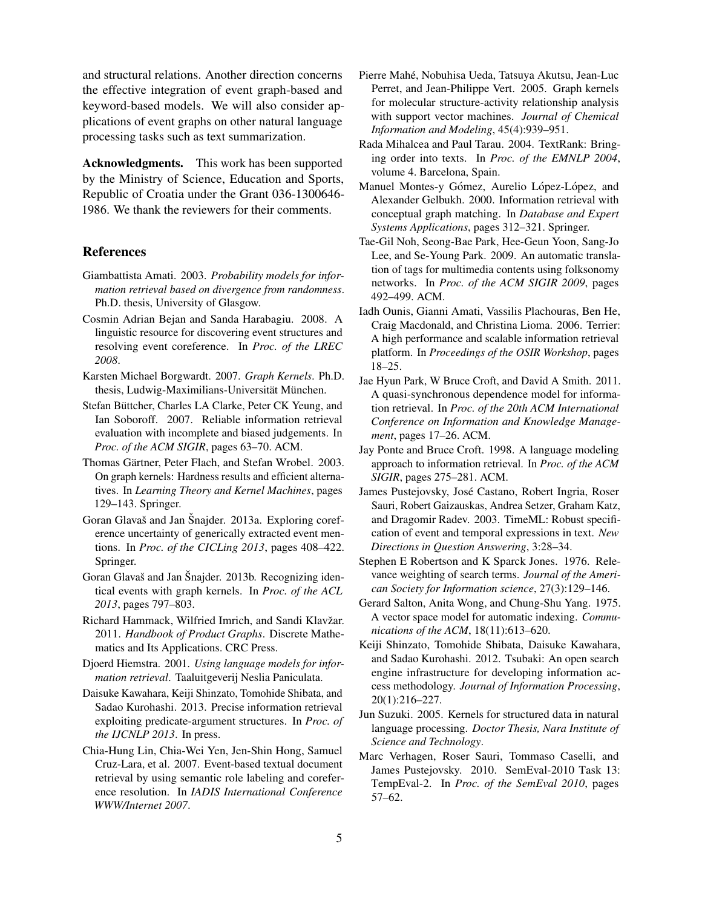and structural relations. Another direction concerns the effective integration of event graph-based and keyword-based models. We will also consider applications of event graphs on other natural language processing tasks such as text summarization.

**Acknowledgments.** This work has been supported by the Ministry of Science, Education and Sports, Republic of Croatia under the Grant 036-1300646-1986. We thank the reviewers for their comments.

## References

Giambattista Amati. 2003. *Probability models for information retrieval based on divergence from randomness*. Ph.D. thesis, University of Glasgow.

Cosmin Adrian Bejan and Sanda Harabagiu. 2008. A linguistic resource for discovering event structures and resolving event coreference. In *Proc. of the LREC 2008*.

Karsten Michael Borgwardt. 2007. *Graph Kernels*. Ph.D. thesis, Ludwig-Maximilians-Universität München.

Stefan Büttcher, Charles LA Clarke, Peter CK Yeung, and Ian Soboroff. 2007. Reliable information retrieval evaluation with incomplete and biased judgements. In *Proc. of the ACM SIGIR*, pages 63–70. ACM.

Thomas Gärtner, Peter Flach, and Stefan Wrobel. 2003. On graph kernels: Hardness results and efficient alternatives. In *Learning Theory and Kernel Machines*, pages 129–143. Springer.

Goran Glavaš and Jan Šnajder. 2013a. Exploring coreference uncertainty of generically extracted event mentions. In *Proc. of the CICLing 2013*, pages 408–422. Springer.

Goran Glavaš and Jan Šnajder. 2013b. Recognizing identical events with graph kernels. In *Proc. of the ACL 2013*, pages 797–803.

Richard Hammack, Wilfried Imrich, and Sandi Klavžar. 2011. *Handbook of Product Graphs*. Discrete Mathematics and Its Applications. CRC Press.

Djoerd Hiemstra. 2001. *Using language models for information retrieval*. Taaluitgeverij Neslia Paniculata.

Daisuke Kawahara, Keiji Shinzato, Tomohide Shibata, and Sadao Kurohashi. 2013. Precise information retrieval exploiting predicate-argument structures. In *Proc. of the IJCNLP 2013*. In press.

Chia-Hung Lin, Chia-Wei Yen, Jen-Shin Hong, Samuel Cruz-Lara, et al. 2007. Event-based textual document retrieval by using semantic role labeling and coreference resolution. In *IADIS International Conference WWW/Internet 2007*.

Pierre Mahé, Nobuhisa Ueda, Tatsuya Akutsu, Jean-Luc Perret, and Jean-Philippe Vert. 2005. Graph kernels for molecular structure-activity relationship analysis with support vector machines. *Journal of Chemical Information and Modeling*, 45(4):939–951.

Rada Mihalcea and Paul Tarau. 2004. TextRank: Bringing order into texts. In *Proc. of the EMNLP 2004*, volume 4. Barcelona, Spain.

Manuel Montes-y Gómez, Aurelio López-López, and Alexander Gelbukh. 2000. Information retrieval with conceptual graph matching. In *Database and Expert Systems Applications*, pages 312–321. Springer.

Tae-Gil Noh, Seong-Bae Park, Hee-Geun Yoon, Sang-Jo Lee, and Se-Young Park. 2009. An automatic translation of tags for multimedia contents using folksonomy networks. In *Proc. of the ACM SIGIR 2009*, pages 492–499. ACM.

Iadh Ounis, Gianni Amati, Vassilis Plachouras, Ben He, Craig Macdonald, and Christina Lioma. 2006. Terrier: A high performance and scalable information retrieval platform. In *Proceedings of the OSIR Workshop*, pages 18–25.

Jae Hyun Park, W Bruce Croft, and David A Smith. 2011. A quasi-synchronous dependence model for information retrieval. In *Proc. of the 20th ACM International Conference on Information and Knowledge Management*, pages 17–26. ACM.

Jay Ponte and Bruce Croft. 1998. A language modeling approach to information retrieval. In *Proc. of the ACM SIGIR*, pages 275–281. ACM.

James Pustejovsky, José Castano, Robert Ingria, Roser Sauri, Robert Gaizauskas, Andrea Setzer, Graham Katz, and Dragomir Radev. 2003. TimeML: Robust specification of event and temporal expressions in text. *New Directions in Question Answering*, 3:28–34.

Stephen E Robertson and K Sparck Jones. 1976. Relevance weighting of search terms. *Journal of the American Society for Information science*, 27(3):129–146.

Gerard Salton, Anita Wong, and Chung-Shu Yang. 1975. A vector space model for automatic indexing. *Communications of the ACM*, 18(11):613–620.

Keiji Shinzato, Tomohide Shibata, Daisuke Kawahara, and Sadao Kurohashi. 2012. Tsubaki: An open search engine infrastructure for developing information access methodology. *Journal of Information Processing*, 20(1):216–227.

Jun Suzuki. 2005. Kernels for structured data in natural language processing. *Doctor Thesis, Nara Institute of Science and Technology*.

Marc Verhagen, Roser Sauri, Tommaso Caselli, and James Pustejovsky. 2010. SemEval-2010 Task 13: TempEval-2. In *Proc. of the SemEval 2010*, pages 57–62.